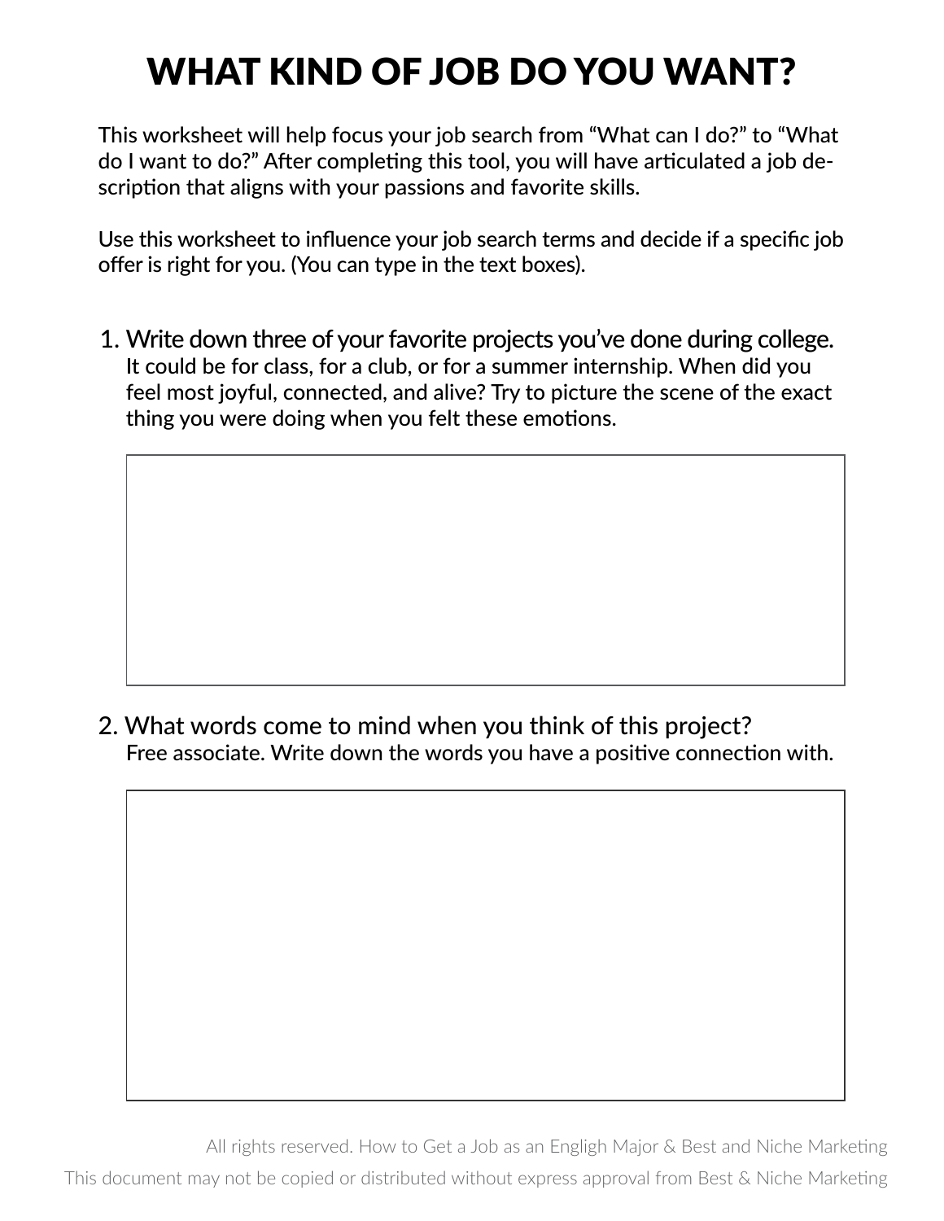# WHAT KIND OF JOB DO YOU WANT?

This worksheet will help focus your job search from "What can I do?" to "What do I want to do?" After completing this tool, you will have articulated a job description that aligns with your passions and favorite skills.

Use this worksheet to influence your job search terms and decide if a specific job offer is right for you. (You can type in the text boxes).

1. Write down three of your favorite projects you've done during college.
   It could be for class, for a club, or for a summer internship. When did you feel most joyful, connected, and alive? Try to picture the scene of the exact thing you were doing when you felt these emotions.

2. What words come to mind when you think of this project?
   Free associate. Write down the words you have a positive connection with.

All rights reserved. How to Get a Job as an Engligh Major & Best and Niche Marketing

This document may not be copied or distributed without express approval from Best & Niche Marketing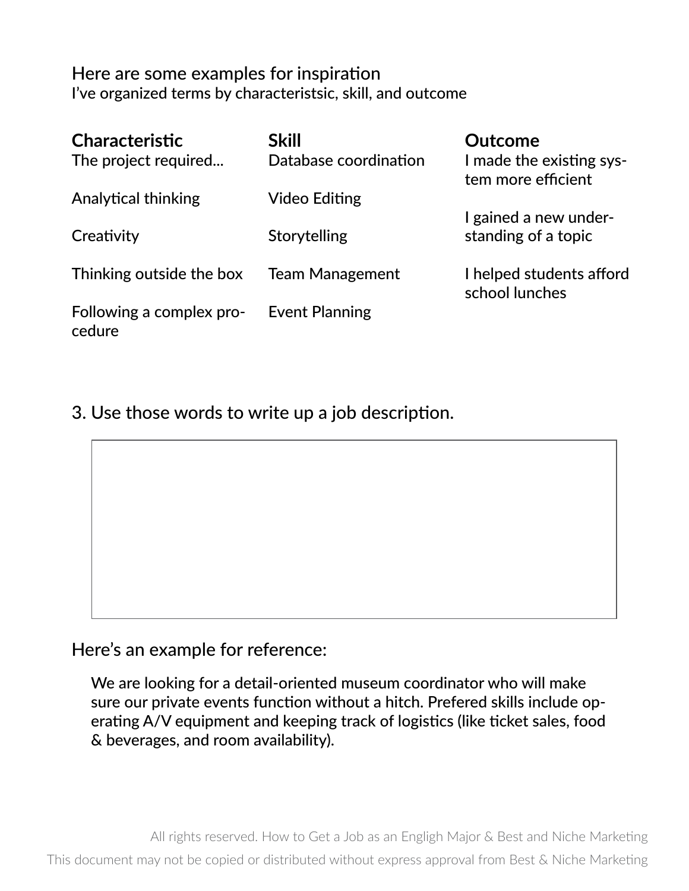Here are some examples for inspiration
I've organized terms by characteristsic, skill, and outcome

| Characteristic | Skill | Outcome |
| --- | --- | --- |
| The project required... | Database coordination | I made the existing system more efficient |
| Analytical thinking | Video Editing | I gained a new understanding of a topic |
| Creativity | Storytelling | I helped students afford school lunches |
| Thinking outside the box | Team Management | |
| Following a complex procedure | Event Planning | |

3. Use those words to write up a job description.

Here's an example for reference:

> We are looking for a detail-oriented museum coordinator who will make sure our private events function without a hitch. Prefered skills include operating A/V equipment and keeping track of logistics (like ticket sales, food & beverages, and room availability).

All rights reserved. How to Get a Job as an Engligh Major & Best and Niche Marketing
This document may not be copied or distributed without express approval from Best & Niche Marketing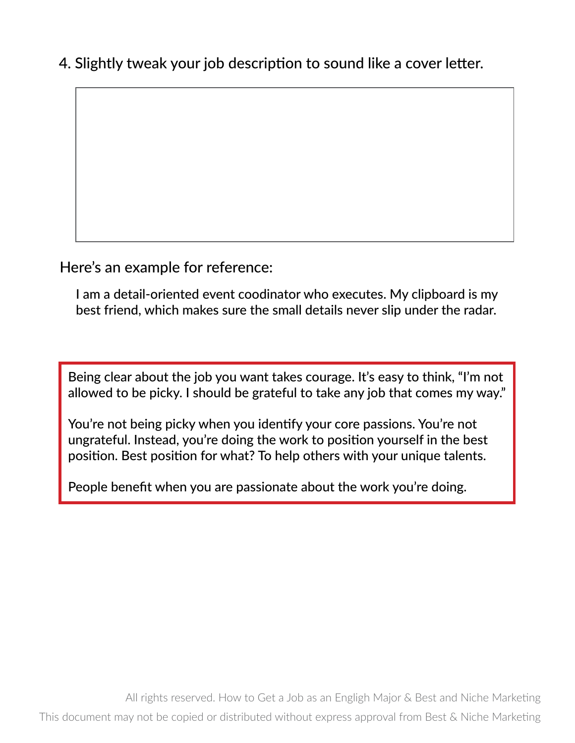4. Slightly tweak your job description to sound like a cover letter.

Here's an example for reference:

> I am a detail-oriented event coodinator who executes. My clipboard is my best friend, which makes sure the small details never slip under the radar.

> Being clear about the job you want takes courage. It's easy to think, "I'm not allowed to be picky. I should be grateful to take any job that comes my way."
>
> You're not being picky when you identify your core passions. You're not ungrateful. Instead, you're doing the work to position yourself in the best position. Best position for what? To help others with your unique talents.
>
> People benefit when you are passionate about the work you're doing.

All rights reserved. How to Get a Job as an Engligh Major & Best and Niche Marketing
This document may not be copied or distributed without express approval from Best & Niche Marketing